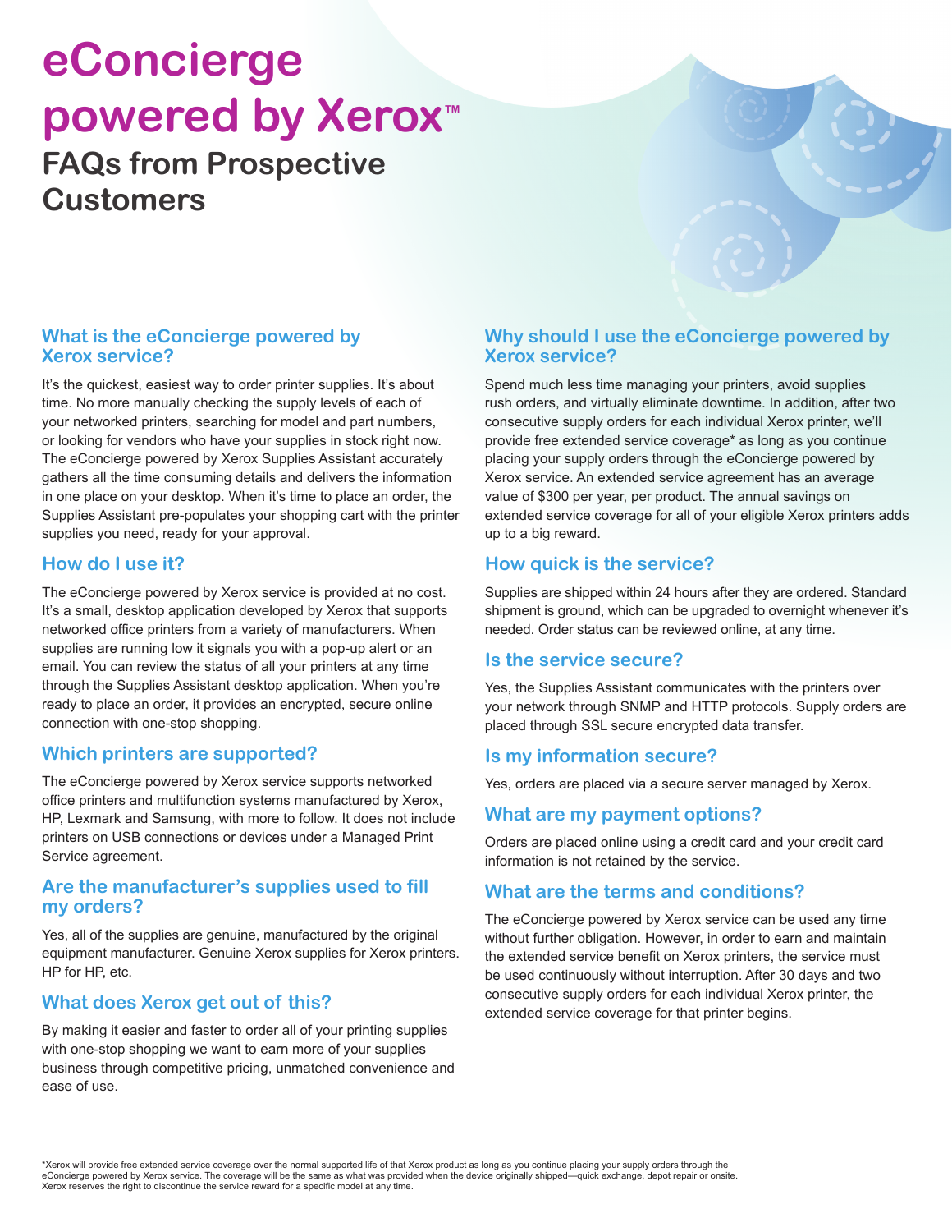# eConcierge powered by Xerox™

## FAQs from Prospective Customers

### What is the eConcierge powered by Xerox service?

It's the quickest, easiest way to order printer supplies. It's about time. No more manually checking the supply levels of each of your networked printers, searching for model and part numbers, or looking for vendors who have your supplies in stock right now. The eConcierge powered by Xerox Supplies Assistant accurately gathers all the time consuming details and delivers the information in one place on your desktop. When it's time to place an order, the Supplies Assistant pre-populates your shopping cart with the printer supplies you need, ready for your approval.

### How do I use it?

The eConcierge powered by Xerox service is provided at no cost. It's a small, desktop application developed by Xerox that supports networked office printers from a variety of manufacturers. When supplies are running low it signals you with a pop-up alert or an email. You can review the status of all your printers at any time through the Supplies Assistant desktop application. When you're ready to place an order, it provides an encrypted, secure online connection with one-stop shopping.

### Which printers are supported?

The eConcierge powered by Xerox service supports networked office printers and multifunction systems manufactured by Xerox, HP, Lexmark and Samsung, with more to follow. It does not include printers on USB connections or devices under a Managed Print Service agreement.

### Are the manufacturer's supplies used to fill my orders?

Yes, all of the supplies are genuine, manufactured by the original equipment manufacturer. Genuine Xerox supplies for Xerox printers. HP for HP, etc.

### What does Xerox get out of this?

By making it easier and faster to order all of your printing supplies with one-stop shopping we want to earn more of your supplies business through competitive pricing, unmatched convenience and ease of use.

### Why should I use the eConcierge powered by Xerox service?

Spend much less time managing your printers, avoid supplies rush orders, and virtually eliminate downtime. In addition, after two consecutive supply orders for each individual Xerox printer, we'll provide free extended service coverage* as long as you continue placing your supply orders through the eConcierge powered by Xerox service. An extended service agreement has an average value of $300 per year, per product. The annual savings on extended service coverage for all of your eligible Xerox printers adds up to a big reward.

### How quick is the service?

Supplies are shipped within 24 hours after they are ordered. Standard shipment is ground, which can be upgraded to overnight whenever it's needed. Order status can be reviewed online, at any time.

### Is the service secure?

Yes, the Supplies Assistant communicates with the printers over your network through SNMP and HTTP protocols. Supply orders are placed through SSL secure encrypted data transfer.

### Is my information secure?

Yes, orders are placed via a secure server managed by Xerox.

### What are my payment options?

Orders are placed online using a credit card and your credit card information is not retained by the service.

### What are the terms and conditions?

The eConcierge powered by Xerox service can be used any time without further obligation. However, in order to earn and maintain the extended service benefit on Xerox printers, the service must be used continuously without interruption. After 30 days and two consecutive supply orders for each individual Xerox printer, the extended service coverage for that printer begins.

*Xerox will provide free extended service coverage over the normal supported life of that Xerox product as long as you continue placing your supply orders through the eConcierge powered by Xerox service. The coverage will be the same as what was provided when the device originally shipped—quick exchange, depot repair or onsite. Xerox reserves the right to discontinue the service reward for a specific model at any time.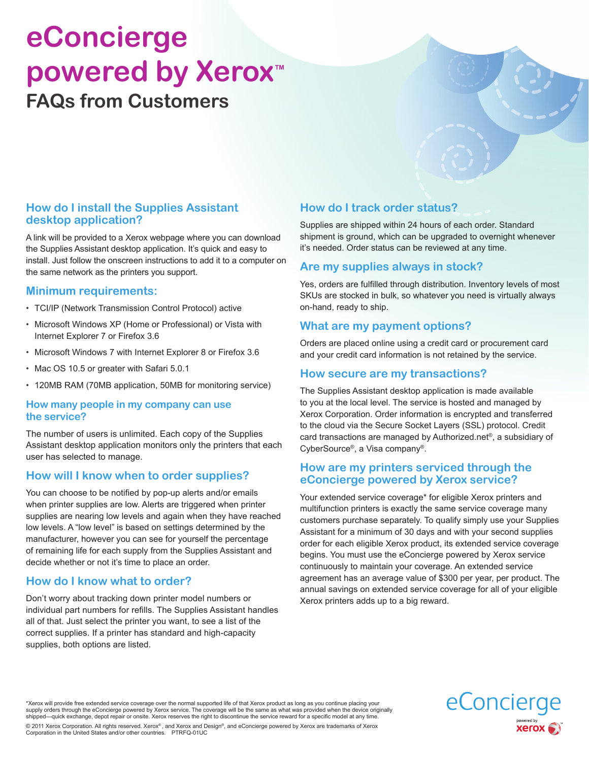# eConcierge powered by Xerox™

## FAQs from Customers

### How do I install the Supplies Assistant desktop application?

A link will be provided to a Xerox webpage where you can download the Supplies Assistant desktop application. It's quick and easy to install. Just follow the onscreen instructions to add it to a computer on the same network as the printers you support.

### Minimum requirements:

- TCI/IP (Network Transmission Control Protocol) active
- Microsoft Windows XP (Home or Professional) or Vista with Internet Explorer 7 or Firefox 3.6
- Microsoft Windows 7 with Internet Explorer 8 or Firefox 3.6
- Mac OS 10.5 or greater with Safari 5.0.1
- 120MB RAM (70MB application, 50MB for monitoring service)

### How many people in my company can use the service?

The number of users is unlimited. Each copy of the Supplies Assistant desktop application monitors only the printers that each user has selected to manage.

### How will I know when to order supplies?

You can choose to be notified by pop-up alerts and/or emails when printer supplies are low. Alerts are triggered when printer supplies are nearing low levels and again when they have reached low levels. A "low level" is based on settings determined by the manufacturer, however you can see for yourself the percentage of remaining life for each supply from the Supplies Assistant and decide whether or not it's time to place an order.

### How do I know what to order?

Don't worry about tracking down printer model numbers or individual part numbers for refills. The Supplies Assistant handles all of that. Just select the printer you want, to see a list of the correct supplies. If a printer has standard and high-capacity supplies, both options are listed.

### How do I track order status?

Supplies are shipped within 24 hours of each order. Standard shipment is ground, which can be upgraded to overnight whenever it's needed. Order status can be reviewed at any time.

### Are my supplies always in stock?

Yes, orders are fulfilled through distribution. Inventory levels of most SKUs are stocked in bulk, so whatever you need is virtually always on-hand, ready to ship.

### What are my payment options?

Orders are placed online using a credit card or procurement card and your credit card information is not retained by the service.

### How secure are my transactions?

The Supplies Assistant desktop application is made available to you at the local level. The service is hosted and managed by Xerox Corporation. Order information is encrypted and transferred to the cloud via the Secure Socket Layers (SSL) protocol. Credit card transactions are managed by Authorized.net®, a subsidiary of CyberSource®, a Visa company®.

### How are my printers serviced through the eConcierge powered by Xerox service?

Your extended service coverage* for eligible Xerox printers and multifunction printers is exactly the same service coverage many customers purchase separately. To qualify simply use your Supplies Assistant for a minimum of 30 days and with your second supplies order for each eligible Xerox product, its extended service coverage begins. You must use the eConcierge powered by Xerox service continuously to maintain your coverage. An extended service agreement has an average value of $300 per year, per product. The annual savings on extended service coverage for all of your eligible Xerox printers adds up to a big reward.

*Xerox will provide free extended service coverage over the normal supported life of that Xerox product as long as you continue placing your supply orders through the eConcierge powered by Xerox service. The coverage will be the same as what was provided when the device originally shipped—quick exchange, depot repair or onsite. Xerox reserves the right to discontinue the service reward for a specific model at any time.

© 2011 Xerox Corporation. All rights reserved. Xerox®, and Xerox and Design®, and eConcierge powered by Xerox are trademarks of Xerox Corporation in the United States and/or other countries. PTRFQ-01UC

eConcierge powered by xerox